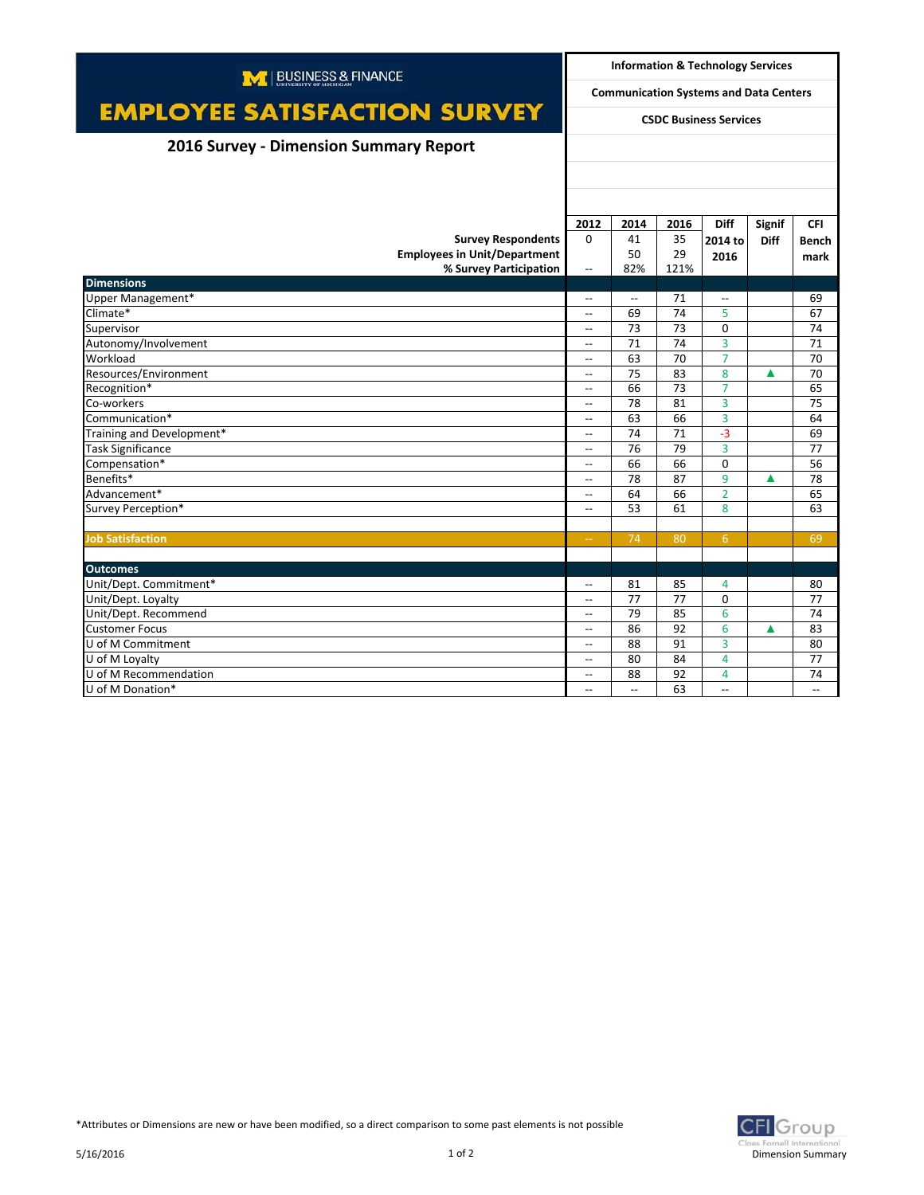BUSINESS & FINANCE
UNIVERSITY OF MICHIGAN

# EMPLOYEE SATISFACTION SURVEY

## 2016 Survey - Dimension Summary Report

**Information & Technology Services**

**Communication Systems and Data Centers**

**CSDC Business Services**

| | 2012 | 2014 | 2016 | Diff 2014 to 2016 | Signif Diff | CFI Bench mark |
|---|---|---|---|---|---|---|
| **Survey Respondents** | 0 | 41 | 35 | | | |
| **Employees in Unit/Department** | | 50 | 29 | | | |
| **% Survey Participation** | -- | 82% | 121% | | | |
| **Dimensions** | | | | | | |
| Upper Management* | -- | -- | 71 | -- | | 69 |
| Climate* | -- | 69 | 74 | 5 | | 67 |
| Supervisor | -- | 73 | 73 | 0 | | 74 |
| Autonomy/Involvement | -- | 71 | 74 | 3 | | 71 |
| Workload | -- | 63 | 70 | 7 | | 70 |
| Resources/Environment | -- | 75 | 83 | 8 | ▲ | 70 |
| Recognition* | -- | 66 | 73 | 7 | | 65 |
| Co-workers | -- | 78 | 81 | 3 | | 75 |
| Communication* | -- | 63 | 66 | 3 | | 64 |
| Training and Development* | -- | 74 | 71 | -3 | | 69 |
| Task Significance | -- | 76 | 79 | 3 | | 77 |
| Compensation* | -- | 66 | 66 | 0 | | 56 |
| Benefits* | -- | 78 | 87 | 9 | ▲ | 78 |
| Advancement* | -- | 64 | 66 | 2 | | 65 |
| Survey Perception* | -- | 53 | 61 | 8 | | 63 |
| **Job Satisfaction** | -- | 74 | 80 | 6 | | 69 |
| **Outcomes** | | | | | | |
| Unit/Dept. Commitment* | -- | 81 | 85 | 4 | | 80 |
| Unit/Dept. Loyalty | -- | 77 | 77 | 0 | | 77 |
| Unit/Dept. Recommend | -- | 79 | 85 | 6 | | 74 |
| Customer Focus | -- | 86 | 92 | 6 | ▲ | 83 |
| U of M Commitment | -- | 88 | 91 | 3 | | 80 |
| U of M Loyalty | -- | 80 | 84 | 4 | | 77 |
| U of M Recommendation | -- | 88 | 92 | 4 | | 74 |
| U of M Donation* | -- | -- | 63 | -- | | -- |

*Attributes or Dimensions are new or have been modified, so a direct comparison to some past elements is not possible

5/16/2016

CFI Group
Claes Fornell International
Dimension Summary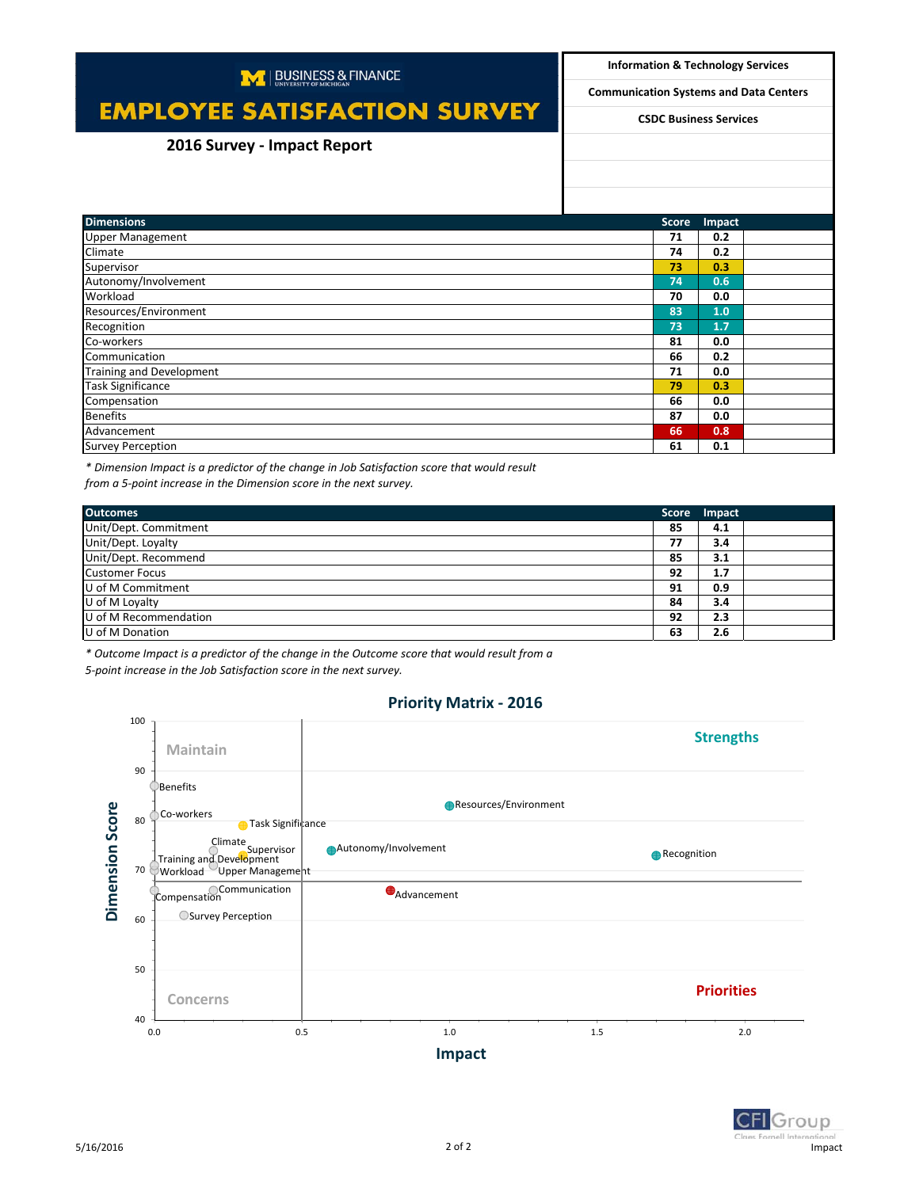BUSINESS & FINANCE
UNIVERSITY OF MICHIGAN

# EMPLOYEE SATISFACTION SURVEY

## 2016 Survey - Impact Report

**Information & Technology Services**

**Communication Systems and Data Centers**

**CSDC Business Services**

| Dimensions | Score | Impact |
|---|---|---|
| Upper Management | 71 | 0.2 |
| Climate | 74 | 0.2 |
| Supervisor | 73 | 0.3 |
| Autonomy/Involvement | 74 | 0.6 |
| Workload | 70 | 0.0 |
| Resources/Environment | 83 | 1.0 |
| Recognition | 73 | 1.7 |
| Co-workers | 81 | 0.0 |
| Communication | 66 | 0.2 |
| Training and Development | 71 | 0.0 |
| Task Significance | 79 | 0.3 |
| Compensation | 66 | 0.0 |
| Benefits | 87 | 0.0 |
| Advancement | 66 | 0.8 |
| Survey Perception | 61 | 0.1 |

*\* Dimension Impact is a predictor of the change in Job Satisfaction score that would result from a 5-point increase in the Dimension score in the next survey.*

| Outcomes | Score | Impact |
|---|---|---|
| Unit/Dept. Commitment | 85 | 4.1 |
| Unit/Dept. Loyalty | 77 | 3.4 |
| Unit/Dept. Recommend | 85 | 3.1 |
| Customer Focus | 92 | 1.7 |
| U of M Commitment | 91 | 0.9 |
| U of M Loyalty | 84 | 3.4 |
| U of M Recommendation | 92 | 2.3 |
| U of M Donation | 63 | 2.6 |

*\* Outcome Impact is a predictor of the change in the Outcome score that would result from a 5-point increase in the Job Satisfaction score in the next survey.*

### Priority Matrix - 2016

Dimension Score

100
90
80
70
60
50
40

Impact

0.0
0.5
1.0
1.5
2.0

Maintain

Strengths

Concerns

Priorities

Benefits
Co-workers
Task Significance
Climate
Supervisor
Training and Development
Workload
Upper Management
Compensation
Communication
Survey Perception
Resources/Environment
Autonomy/Involvement
Recognition
Advancement

5/16/2016

CFI Group
Claes Fornell International
Impact